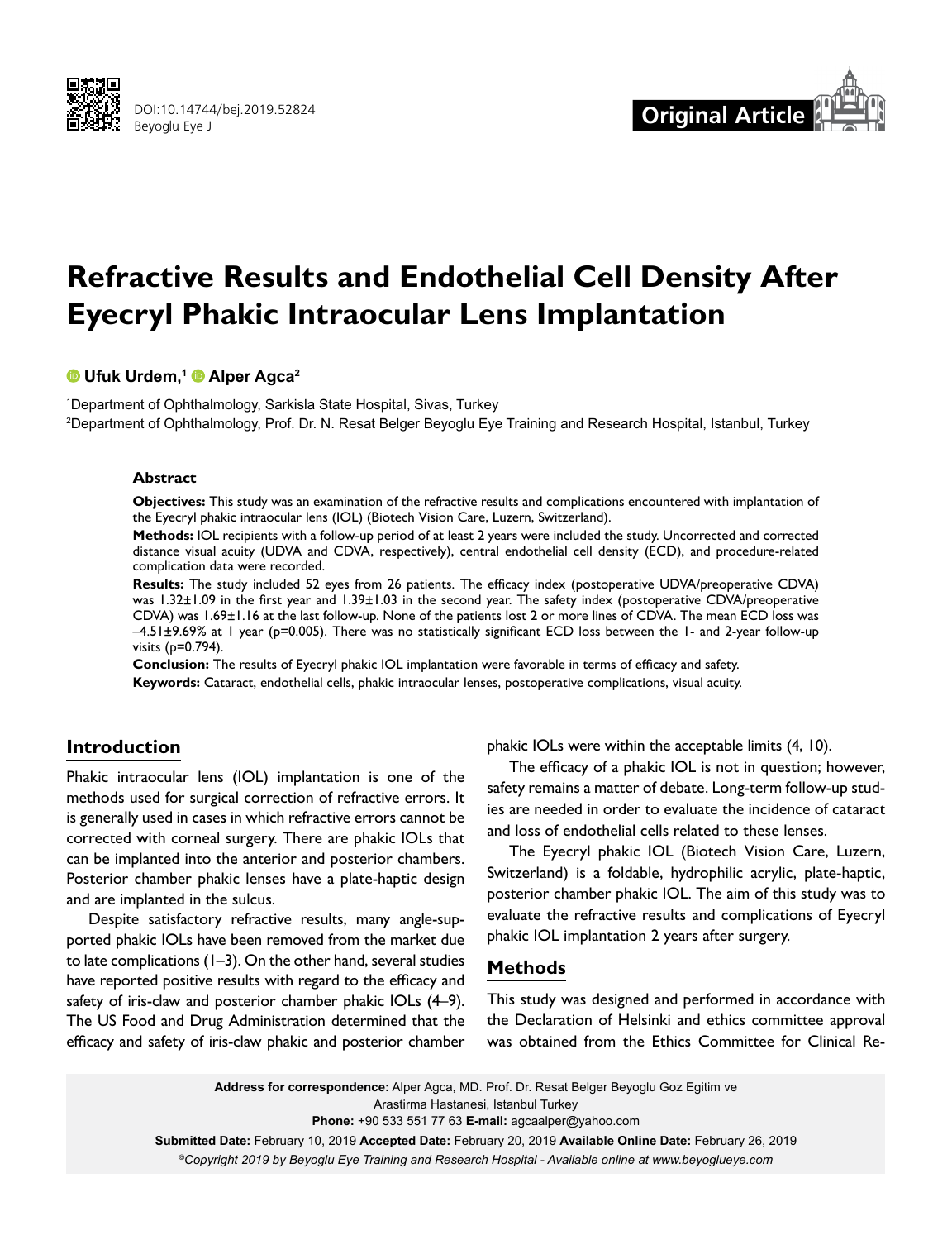DOI:10.14744/bej.2019.52824
Beyoglu Eye J

Original Article

# Refractive Results and Endothelial Cell Density After Eyecryl Phakic Intraocular Lens Implantation

**Ufuk Urdem,[1] Alper Agca[2]**

[1]Department of Ophthalmology, Sarkisla State Hospital, Sivas, Turkey
[2]Department of Ophthalmology, Prof. Dr. N. Resat Belger Beyoglu Eye Training and Research Hospital, Istanbul, Turkey

## Abstract

**Objectives:** This study was an examination of the refractive results and complications encountered with implantation of the Eyecryl phakic intraocular lens (IOL) (Biotech Vision Care, Luzern, Switzerland).

**Methods:** IOL recipients with a follow-up period of at least 2 years were included the study. Uncorrected and corrected distance visual acuity (UDVA and CDVA, respectively), central endothelial cell density (ECD), and procedure-related complication data were recorded.

**Results:** The study included 52 eyes from 26 patients. The efficacy index (postoperative UDVA/preoperative CDVA) was 1.32±1.09 in the first year and 1.39±1.03 in the second year. The safety index (postoperative CDVA/preoperative CDVA) was 1.69±1.16 at the last follow-up. None of the patients lost 2 or more lines of CDVA. The mean ECD loss was –4.51±9.69% at 1 year (p=0.005). There was no statistically significant ECD loss between the 1- and 2-year follow-up visits (p=0.794).

**Conclusion:** The results of Eyecryl phakic IOL implantation were favorable in terms of efficacy and safety.

**Keywords:** Cataract, endothelial cells, phakic intraocular lenses, postoperative complications, visual acuity.

## Introduction

Phakic intraocular lens (IOL) implantation is one of the methods used for surgical correction of refractive errors. It is generally used in cases in which refractive errors cannot be corrected with corneal surgery. There are phakic IOLs that can be implanted into the anterior and posterior chambers. Posterior chamber phakic lenses have a plate-haptic design and are implanted in the sulcus.

Despite satisfactory refractive results, many angle-supported phakic IOLs have been removed from the market due to late complications (1–3). On the other hand, several studies have reported positive results with regard to the efficacy and safety of iris-claw and posterior chamber phakic IOLs (4–9). The US Food and Drug Administration determined that the efficacy and safety of iris-claw phakic and posterior chamber phakic IOLs were within the acceptable limits (4, 10).

The efficacy of a phakic IOL is not in question; however, safety remains a matter of debate. Long-term follow-up studies are needed in order to evaluate the incidence of cataract and loss of endothelial cells related to these lenses.

The Eyecryl phakic IOL (Biotech Vision Care, Luzern, Switzerland) is a foldable, hydrophilic acrylic, plate-haptic, posterior chamber phakic IOL. The aim of this study was to evaluate the refractive results and complications of Eyecryl phakic IOL implantation 2 years after surgery.

## Methods

This study was designed and performed in accordance with the Declaration of Helsinki and ethics committee approval was obtained from the Ethics Committee for Clinical Re-

**Address for correspondence:** Alper Agca, MD. Prof. Dr. Resat Belger Beyoglu Goz Egitim ve Arastirma Hastanesi, Istanbul Turkey
**Phone:** +90 533 551 77 63 **E-mail:** agcaalper@yahoo.com
**Submitted Date:** February 10, 2019 **Accepted Date:** February 20, 2019 **Available Online Date:** February 26, 2019
*©Copyright 2019 by Beyoglu Eye Training and Research Hospital - Available online at www.beyoglueye.com*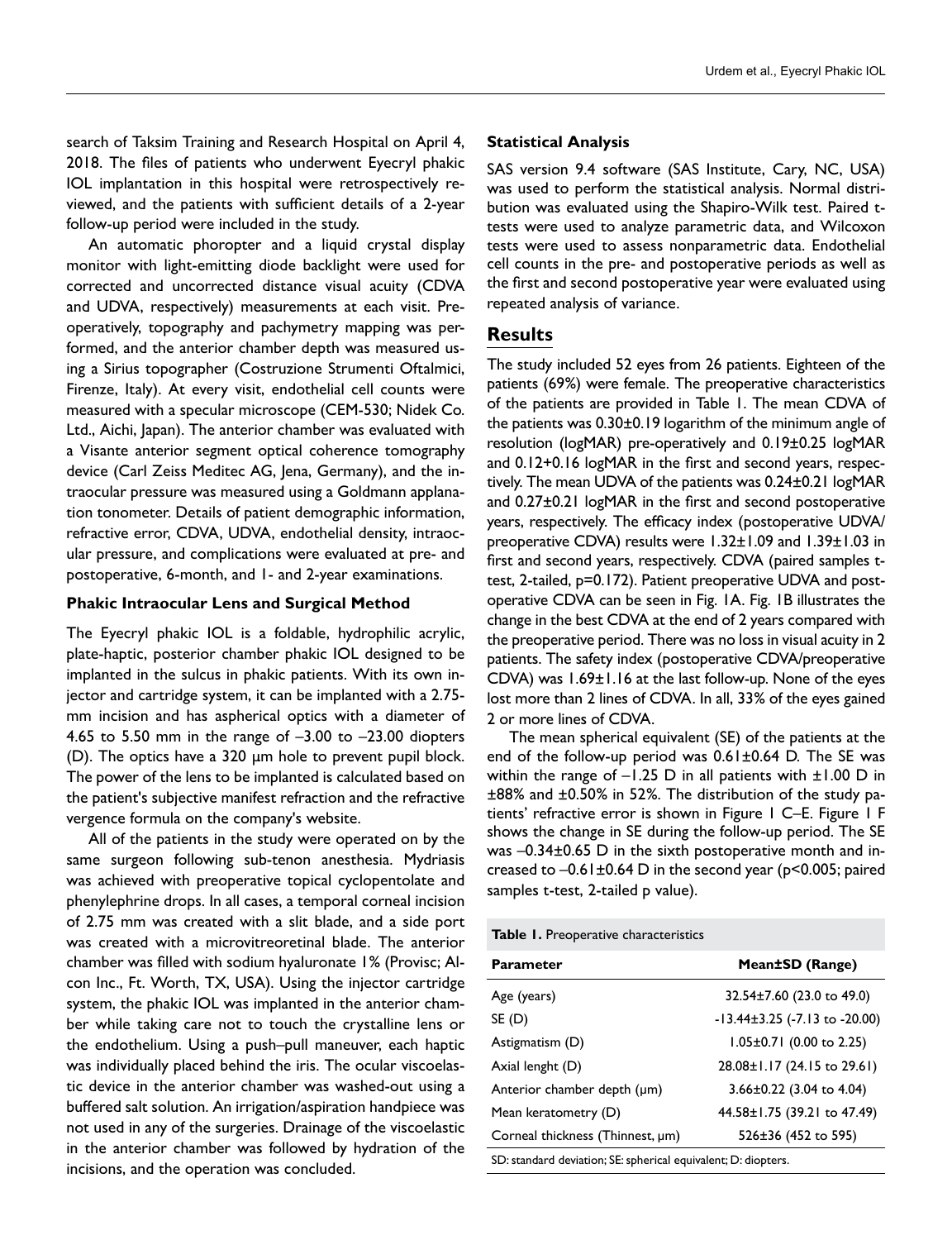search of Taksim Training and Research Hospital on April 4, 2018. The files of patients who underwent Eyecryl phakic IOL implantation in this hospital were retrospectively reviewed, and the patients with sufficient details of a 2-year follow-up period were included in the study.

An automatic phoropter and a liquid crystal display monitor with light-emitting diode backlight were used for corrected and uncorrected distance visual acuity (CDVA and UDVA, respectively) measurements at each visit. Preoperatively, topography and pachymetry mapping was performed, and the anterior chamber depth was measured using a Sirius topographer (Costruzione Strumenti Oftalmici, Firenze, Italy). At every visit, endothelial cell counts were measured with a specular microscope (CEM-530; Nidek Co. Ltd., Aichi, Japan). The anterior chamber was evaluated with a Visante anterior segment optical coherence tomography device (Carl Zeiss Meditec AG, Jena, Germany), and the intraocular pressure was measured using a Goldmann applanation tonometer. Details of patient demographic information, refractive error, CDVA, UDVA, endothelial density, intraocular pressure, and complications were evaluated at pre- and postoperative, 6-month, and 1- and 2-year examinations.

### Phakic Intraocular Lens and Surgical Method

The Eyecryl phakic IOL is a foldable, hydrophilic acrylic, plate-haptic, posterior chamber phakic IOL designed to be implanted in the sulcus in phakic patients. With its own injector and cartridge system, it can be implanted with a 2.75-mm incision and has aspherical optics with a diameter of 4.65 to 5.50 mm in the range of –3.00 to –23.00 diopters (D). The optics have a 320 µm hole to prevent pupil block. The power of the lens to be implanted is calculated based on the patient's subjective manifest refraction and the refractive vergence formula on the company's website.

All of the patients in the study were operated on by the same surgeon following sub-tenon anesthesia. Mydriasis was achieved with preoperative topical cyclopentolate and phenylephrine drops. In all cases, a temporal corneal incision of 2.75 mm was created with a slit blade, and a side port was created with a microvitreoretinal blade. The anterior chamber was filled with sodium hyaluronate 1% (Provisc; Alcon Inc., Ft. Worth, TX, USA). Using the injector cartridge system, the phakic IOL was implanted in the anterior chamber while taking care not to touch the crystalline lens or the endothelium. Using a push–pull maneuver, each haptic was individually placed behind the iris. The ocular viscoelastic device in the anterior chamber was washed-out using a buffered salt solution. An irrigation/aspiration handpiece was not used in any of the surgeries. Drainage of the viscoelastic in the anterior chamber was followed by hydration of the incisions, and the operation was concluded.

### Statistical Analysis

SAS version 9.4 software (SAS Institute, Cary, NC, USA) was used to perform the statistical analysis. Normal distribution was evaluated using the Shapiro-Wilk test. Paired t-tests were used to analyze parametric data, and Wilcoxon tests were used to assess nonparametric data. Endothelial cell counts in the pre- and postoperative periods as well as the first and second postoperative year were evaluated using repeated analysis of variance.

## Results

The study included 52 eyes from 26 patients. Eighteen of the patients (69%) were female. The preoperative characteristics of the patients are provided in Table 1. The mean CDVA of the patients was 0.30±0.19 logarithm of the minimum angle of resolution (logMAR) pre-operatively and 0.19±0.25 logMAR and 0.12+0.16 logMAR in the first and second years, respectively. The mean UDVA of the patients was 0.24±0.21 logMAR and 0.27±0.21 logMAR in the first and second postoperative years, respectively. The efficacy index (postoperative UDVA/preoperative CDVA) results were 1.32±1.09 and 1.39±1.03 in first and second years, respectively. CDVA (paired samples t-test, 2-tailed, $p=0.172$). Patient preoperative UDVA and postoperative CDVA can be seen in Fig. 1A. Fig. 1B illustrates the change in the best CDVA at the end of 2 years compared with the preoperative period. There was no loss in visual acuity in 2 patients. The safety index (postoperative CDVA/preoperative CDVA) was 1.69±1.16 at the last follow-up. None of the eyes lost more than 2 lines of CDVA. In all, 33% of the eyes gained 2 or more lines of CDVA.

The mean spherical equivalent (SE) of the patients at the end of the follow-up period was 0.61±0.64 D. The SE was within the range of –1.25 D in all patients with ±1.00 D in ±88% and ±0.50% in 52%. The distribution of the study patients' refractive error is shown in Figure 1 C–E. Figure 1 F shows the change in SE during the follow-up period. The SE was –0.34±0.65 D in the sixth postoperative month and increased to –0.61±0.64 D in the second year ($p<0.005$; paired samples t-test, 2-tailed p value).

**Table 1.** Preoperative characteristics

| Parameter | Mean±SD (Range) |
|---|---|
| Age (years) | 32.54±7.60 (23.0 to 49.0) |
| SE (D) | -13.44±3.25 (-7.13 to -20.00) |
| Astigmatism (D) | 1.05±0.71 (0.00 to 2.25) |
| Axial lenght (D) | 28.08±1.17 (24.15 to 29.61) |
| Anterior chamber depth (µm) | 3.66±0.22 (3.04 to 4.04) |
| Mean keratometry (D) | 44.58±1.75 (39.21 to 47.49) |
| Corneal thickness (Thinnest, µm) | 526±36 (452 to 595) |

SD: standard deviation; SE: spherical equivalent; D: diopters.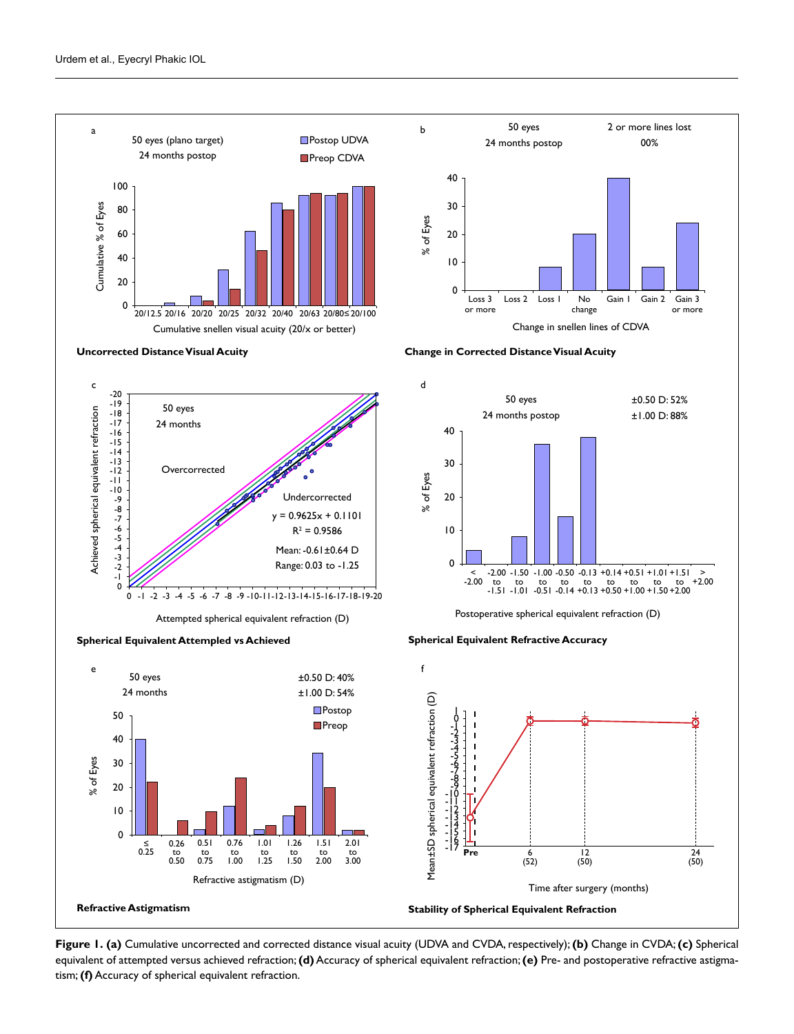**Figure 1. (a)** Cumulative uncorrected and corrected distance visual acuity (UDVA and CVDA, respectively); **(b)** Change in CVDA; **(c)** Spherical equivalent of attempted versus achieved refraction; **(d)** Accuracy of spherical equivalent refraction; **(e)** Pre- and postoperative refractive astigmatism; **(f)** Accuracy of spherical equivalent refraction.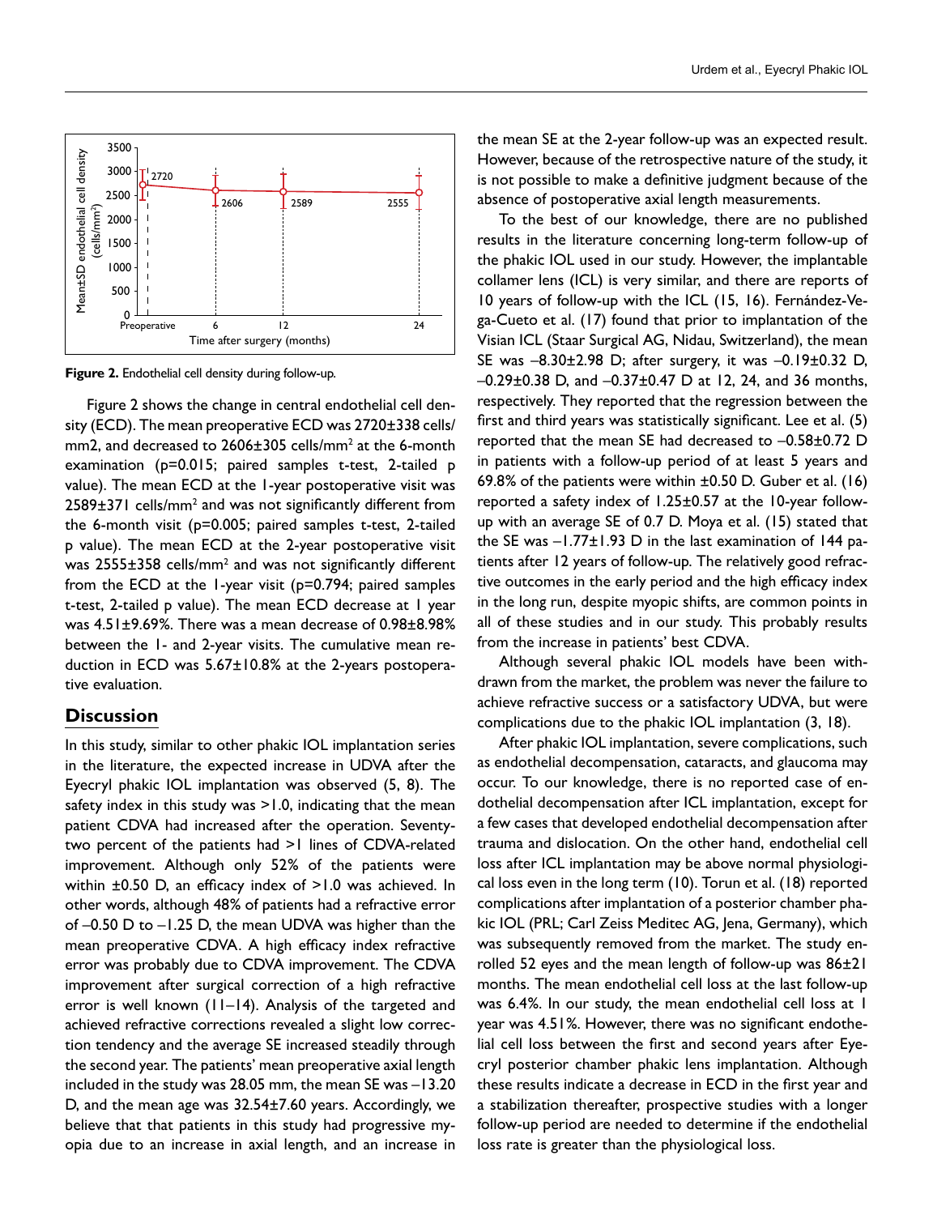Figure 2. Endothelial cell density during follow-up.

Figure 2 shows the change in central endothelial cell density (ECD). The mean preoperative ECD was 2720±338 cells/mm2, and decreased to 2606±305 cells/mm$^2$ at the 6-month examination (p=0.015; paired samples t-test, 2-tailed p value). The mean ECD at the 1-year postoperative visit was 2589±371 cells/mm$^2$ and was not significantly different from the 6-month visit (p=0.005; paired samples t-test, 2-tailed p value). The mean ECD at the 2-year postoperative visit was 2555±358 cells/mm$^2$ and was not significantly different from the ECD at the 1-year visit (p=0.794; paired samples t-test, 2-tailed p value). The mean ECD decrease at 1 year was 4.51±9.69%. There was a mean decrease of 0.98±8.98% between the 1- and 2-year visits. The cumulative mean reduction in ECD was 5.67±10.8% at the 2-years postoperative evaluation.

## Discussion

In this study, similar to other phakic IOL implantation series in the literature, the expected increase in UDVA after the Eyecryl phakic IOL implantation was observed (5, 8). The safety index in this study was >1.0, indicating that the mean patient CDVA had increased after the operation. Seventy-two percent of the patients had >1 lines of CDVA-related improvement. Although only 52% of the patients were within ±0.50 D, an efficacy index of >1.0 was achieved. In other words, although 48% of patients had a refractive error of –0.50 D to –1.25 D, the mean UDVA was higher than the mean preoperative CDVA. A high efficacy index refractive error was probably due to CDVA improvement. The CDVA improvement after surgical correction of a high refractive error is well known (11–14). Analysis of the targeted and achieved refractive corrections revealed a slight low correction tendency and the average SE increased steadily through the second year. The patients' mean preoperative axial length included in the study was 28.05 mm, the mean SE was –13.20 D, and the mean age was 32.54±7.60 years. Accordingly, we believe that that patients in this study had progressive myopia due to an increase in axial length, and an increase in the mean SE at the 2-year follow-up was an expected result. However, because of the retrospective nature of the study, it is not possible to make a definitive judgment because of the absence of postoperative axial length measurements.

To the best of our knowledge, there are no published results in the literature concerning long-term follow-up of the phakic IOL used in our study. However, the implantable collamer lens (ICL) is very similar, and there are reports of 10 years of follow-up with the ICL (15, 16). Fernández-Vega-Cueto et al. (17) found that prior to implantation of the Visian ICL (Staar Surgical AG, Nidau, Switzerland), the mean SE was –8.30±2.98 D; after surgery, it was –0.19±0.32 D, –0.29±0.38 D, and –0.37±0.47 D at 12, 24, and 36 months, respectively. They reported that the regression between the first and third years was statistically significant. Lee et al. (5) reported that the mean SE had decreased to –0.58±0.72 D in patients with a follow-up period of at least 5 years and 69.8% of the patients were within ±0.50 D. Guber et al. (16) reported a safety index of 1.25±0.57 at the 10-year follow-up with an average SE of 0.7 D. Moya et al. (15) stated that the SE was –1.77±1.93 D in the last examination of 144 patients after 12 years of follow-up. The relatively good refractive outcomes in the early period and the high efficacy index in the long run, despite myopic shifts, are common points in all of these studies and in our study. This probably results from the increase in patients' best CDVA.

Although several phakic IOL models have been withdrawn from the market, the problem was never the failure to achieve refractive success or a satisfactory UDVA, but were complications due to the phakic IOL implantation (3, 18).

After phakic IOL implantation, severe complications, such as endothelial decompensation, cataracts, and glaucoma may occur. To our knowledge, there is no reported case of endothelial decompensation after ICL implantation, except for a few cases that developed endothelial decompensation after trauma and dislocation. On the other hand, endothelial cell loss after ICL implantation may be above normal physiological loss even in the long term (10). Torun et al. (18) reported complications after implantation of a posterior chamber phakic IOL (PRL; Carl Zeiss Meditec AG, Jena, Germany), which was subsequently removed from the market. The study enrolled 52 eyes and the mean length of follow-up was 86±21 months. The mean endothelial cell loss at the last follow-up was 6.4%. In our study, the mean endothelial cell loss at 1 year was 4.51%. However, there was no significant endothelial cell loss between the first and second years after Eyecryl posterior chamber phakic lens implantation. Although these results indicate a decrease in ECD in the first year and a stabilization thereafter, prospective studies with a longer follow-up period are needed to determine if the endothelial loss rate is greater than the physiological loss.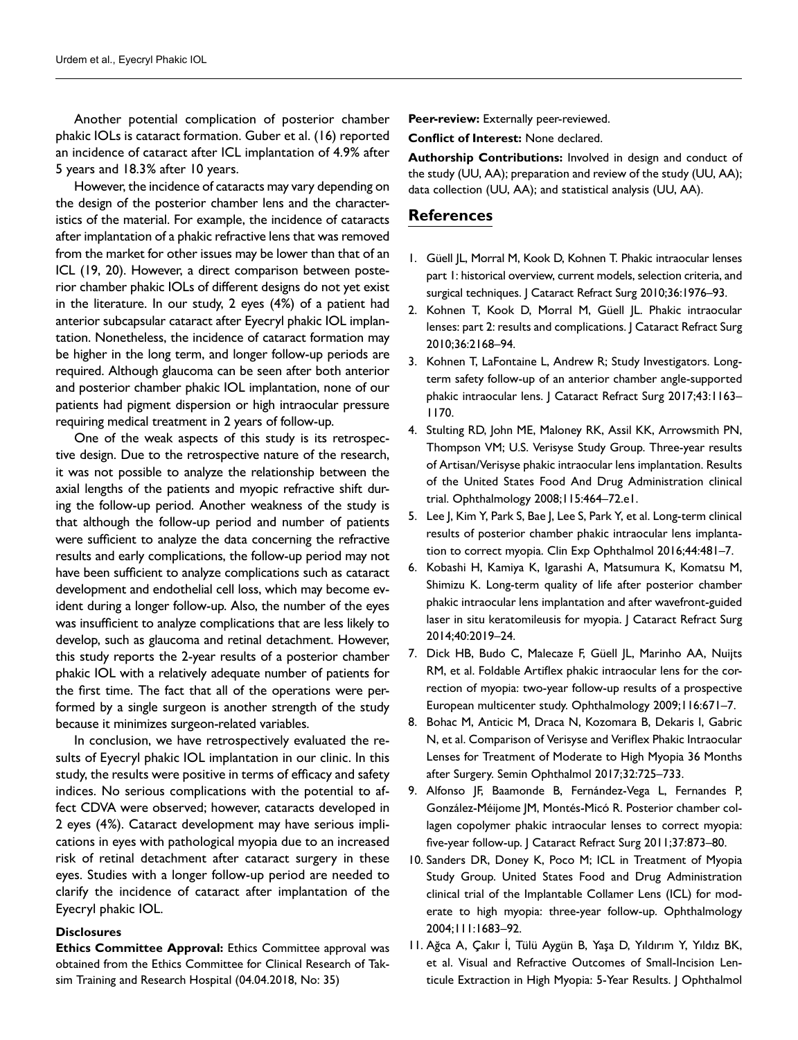Another potential complication of posterior chamber phakic IOLs is cataract formation. Guber et al. (16) reported an incidence of cataract after ICL implantation of 4.9% after 5 years and 18.3% after 10 years.

However, the incidence of cataracts may vary depending on the design of the posterior chamber lens and the characteristics of the material. For example, the incidence of cataracts after implantation of a phakic refractive lens that was removed from the market for other issues may be lower than that of an ICL (19, 20). However, a direct comparison between posterior chamber phakic IOLs of different designs do not yet exist in the literature. In our study, 2 eyes (4%) of a patient had anterior subcapsular cataract after Eyecryl phakic IOL implantation. Nonetheless, the incidence of cataract formation may be higher in the long term, and longer follow-up periods are required. Although glaucoma can be seen after both anterior and posterior chamber phakic IOL implantation, none of our patients had pigment dispersion or high intraocular pressure requiring medical treatment in 2 years of follow-up.

One of the weak aspects of this study is its retrospective design. Due to the retrospective nature of the research, it was not possible to analyze the relationship between the axial lengths of the patients and myopic refractive shift during the follow-up period. Another weakness of the study is that although the follow-up period and number of patients were sufficient to analyze the data concerning the refractive results and early complications, the follow-up period may not have been sufficient to analyze complications such as cataract development and endothelial cell loss, which may become evident during a longer follow-up. Also, the number of the eyes was insufficient to analyze complications that are less likely to develop, such as glaucoma and retinal detachment. However, this study reports the 2-year results of a posterior chamber phakic IOL with a relatively adequate number of patients for the first time. The fact that all of the operations were performed by a single surgeon is another strength of the study because it minimizes surgeon-related variables.

In conclusion, we have retrospectively evaluated the results of Eyecryl phakic IOL implantation in our clinic. In this study, the results were positive in terms of efficacy and safety indices. No serious complications with the potential to affect CDVA were observed; however, cataracts developed in 2 eyes (4%). Cataract development may have serious implications in eyes with pathological myopia due to an increased risk of retinal detachment after cataract surgery in these eyes. Studies with a longer follow-up period are needed to clarify the incidence of cataract after implantation of the Eyecryl phakic IOL.

### Disclosures

**Ethics Committee Approval:** Ethics Committee approval was obtained from the Ethics Committee for Clinical Research of Taksim Training and Research Hospital (04.04.2018, No: 35)

**Peer-review:** Externally peer-reviewed.

**Conflict of Interest:** None declared.

**Authorship Contributions:** Involved in design and conduct of the study (UU, AA); preparation and review of the study (UU, AA); data collection (UU, AA); and statistical analysis (UU, AA).

## References

1. Güell JL, Morral M, Kook D, Kohnen T. Phakic intraocular lenses part 1: historical overview, current models, selection criteria, and surgical techniques. J Cataract Refract Surg 2010;36:1976–93.
2. Kohnen T, Kook D, Morral M, Güell JL. Phakic intraocular lenses: part 2: results and complications. J Cataract Refract Surg 2010;36:2168–94.
3. Kohnen T, LaFontaine L, Andrew R; Study Investigators. Long-term safety follow-up of an anterior chamber angle-supported phakic intraocular lens. J Cataract Refract Surg 2017;43:1163–1170.
4. Stulting RD, John ME, Maloney RK, Assil KK, Arrowsmith PN, Thompson VM; U.S. Verisyse Study Group. Three-year results of Artisan/Verisyse phakic intraocular lens implantation. Results of the United States Food And Drug Administration clinical trial. Ophthalmology 2008;115:464–72.e1.
5. Lee J, Kim Y, Park S, Bae J, Lee S, Park Y, et al. Long-term clinical results of posterior chamber phakic intraocular lens implantation to correct myopia. Clin Exp Ophthalmol 2016;44:481–7.
6. Kobashi H, Kamiya K, Igarashi A, Matsumura K, Komatsu M, Shimizu K. Long-term quality of life after posterior chamber phakic intraocular lens implantation and after wavefront-guided laser in situ keratomileusis for myopia. J Cataract Refract Surg 2014;40:2019–24.
7. Dick HB, Budo C, Malecaze F, Güell JL, Marinho AA, Nuijts RM, et al. Foldable Artiflex phakic intraocular lens for the correction of myopia: two-year follow-up results of a prospective European multicenter study. Ophthalmology 2009;116:671–7.
8. Bohac M, Anticic M, Draca N, Kozomara B, Dekaris I, Gabric N, et al. Comparison of Verisyse and Veriflex Phakic Intraocular Lenses for Treatment of Moderate to High Myopia 36 Months after Surgery. Semin Ophthalmol 2017;32:725–733.
9. Alfonso JF, Baamonde B, Fernández-Vega L, Fernandes P, González-Méijome JM, Montés-Micó R. Posterior chamber collagen copolymer phakic intraocular lenses to correct myopia: five-year follow-up. J Cataract Refract Surg 2011;37:873–80.
10. Sanders DR, Doney K, Poco M; ICL in Treatment of Myopia Study Group. United States Food and Drug Administration clinical trial of the Implantable Collamer Lens (ICL) for moderate to high myopia: three-year follow-up. Ophthalmology 2004;111:1683–92.
11. Ağca A, Çakır İ, Tülü Aygün B, Yaşa D, Yıldırım Y, Yıldız BK, et al. Visual and Refractive Outcomes of Small-Incision Lenticule Extraction in High Myopia: 5-Year Results. J Ophthalmol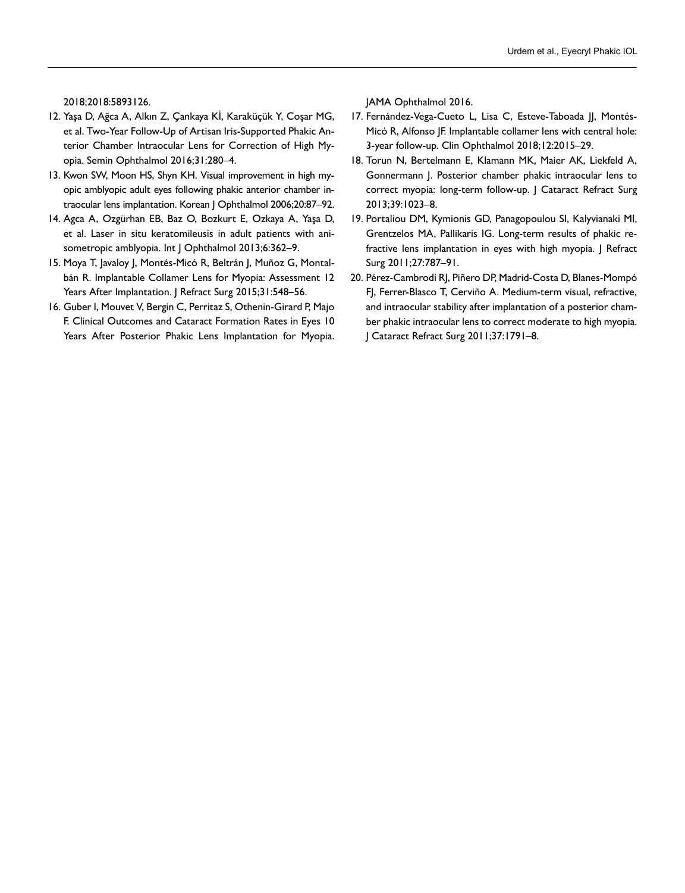2018;2018:5893126.

12. Yaşa D, Ağca A, Alkın Z, Çankaya Kİ, Karaküçük Y, Coşar MG, et al. Two-Year Follow-Up of Artisan Iris-Supported Phakic Anterior Chamber Intraocular Lens for Correction of High Myopia. Semin Ophthalmol 2016;31:280–4.
13. Kwon SW, Moon HS, Shyn KH. Visual improvement in high myopic amblyopic adult eyes following phakic anterior chamber intraocular lens implantation. Korean J Ophthalmol 2006;20:87–92.
14. Agca A, Ozgürhan EB, Baz O, Bozkurt E, Ozkaya A, Yaşa D, et al. Laser in situ keratomileusis in adult patients with anisometropic amblyopia. Int J Ophthalmol 2013;6:362–9.
15. Moya T, Javaloy J, Montés-Micó R, Beltrán J, Muñoz G, Montalbán R. Implantable Collamer Lens for Myopia: Assessment 12 Years After Implantation. J Refract Surg 2015;31:548–56.
16. Guber I, Mouvet V, Bergin C, Perritaz S, Othenin-Girard P, Majo F. Clinical Outcomes and Cataract Formation Rates in Eyes 10 Years After Posterior Phakic Lens Implantation for Myopia. JAMA Ophthalmol 2016.
17. Fernández-Vega-Cueto L, Lisa C, Esteve-Taboada JJ, Montés-Micó R, Alfonso JF. Implantable collamer lens with central hole: 3-year follow-up. Clin Ophthalmol 2018;12:2015–29.
18. Torun N, Bertelmann E, Klamann MK, Maier AK, Liekfeld A, Gonnermann J. Posterior chamber phakic intraocular lens to correct myopia: long-term follow-up. J Cataract Refract Surg 2013;39:1023–8.
19. Portaliou DM, Kymionis GD, Panagopoulou SI, Kalyvianaki MI, Grentzelos MA, Pallikaris IG. Long-term results of phakic refractive lens implantation in eyes with high myopia. J Refract Surg 2011;27:787–91.
20. Pérez-Cambrodí RJ, Piñero DP, Madrid-Costa D, Blanes-Mompó FJ, Ferrer-Blasco T, Cerviño A. Medium-term visual, refractive, and intraocular stability after implantation of a posterior chamber phakic intraocular lens to correct moderate to high myopia. J Cataract Refract Surg 2011;37:1791–8.